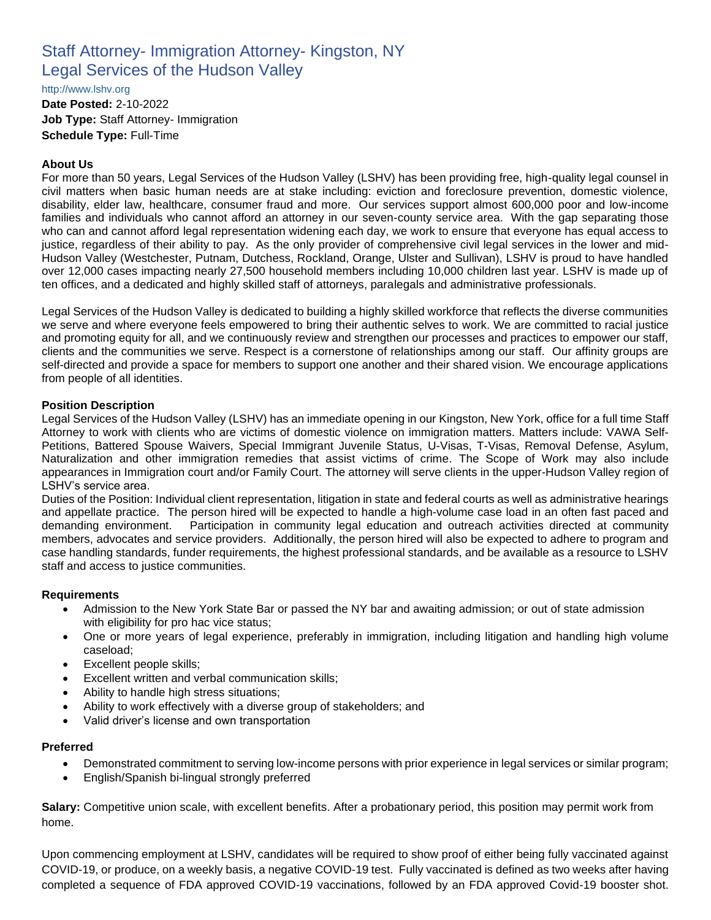# Staff Attorney- Immigration Attorney- Kingston, NY
# Legal Services of the Hudson Valley

http://www.lshv.org

**Date Posted:** 2-10-2022
**Job Type:** Staff Attorney- Immigration
**Schedule Type:** Full-Time

### About Us

For more than 50 years, Legal Services of the Hudson Valley (LSHV) has been providing free, high-quality legal counsel in civil matters when basic human needs are at stake including: eviction and foreclosure prevention, domestic violence, disability, elder law, healthcare, consumer fraud and more. Our services support almost 600,000 poor and low-income families and individuals who cannot afford an attorney in our seven-county service area. With the gap separating those who can and cannot afford legal representation widening each day, we work to ensure that everyone has equal access to justice, regardless of their ability to pay. As the only provider of comprehensive civil legal services in the lower and mid-Hudson Valley (Westchester, Putnam, Dutchess, Rockland, Orange, Ulster and Sullivan), LSHV is proud to have handled over 12,000 cases impacting nearly 27,500 household members including 10,000 children last year. LSHV is made up of ten offices, and a dedicated and highly skilled staff of attorneys, paralegals and administrative professionals.

Legal Services of the Hudson Valley is dedicated to building a highly skilled workforce that reflects the diverse communities we serve and where everyone feels empowered to bring their authentic selves to work. We are committed to racial justice and promoting equity for all, and we continuously review and strengthen our processes and practices to empower our staff, clients and the communities we serve. Respect is a cornerstone of relationships among our staff. Our affinity groups are self-directed and provide a space for members to support one another and their shared vision. We encourage applications from people of all identities.

### Position Description

Legal Services of the Hudson Valley (LSHV) has an immediate opening in our Kingston, New York, office for a full time Staff Attorney to work with clients who are victims of domestic violence on immigration matters. Matters include: VAWA Self-Petitions, Battered Spouse Waivers, Special Immigrant Juvenile Status, U-Visas, T-Visas, Removal Defense, Asylum, Naturalization and other immigration remedies that assist victims of crime. The Scope of Work may also include appearances in Immigration court and/or Family Court. The attorney will serve clients in the upper-Hudson Valley region of LSHV's service area.

Duties of the Position: Individual client representation, litigation in state and federal courts as well as administrative hearings and appellate practice. The person hired will be expected to handle a high-volume case load in an often fast paced and demanding environment. Participation in community legal education and outreach activities directed at community members, advocates and service providers. Additionally, the person hired will also be expected to adhere to program and case handling standards, funder requirements, the highest professional standards, and be available as a resource to LSHV staff and access to justice communities.

### Requirements

- Admission to the New York State Bar or passed the NY bar and awaiting admission; or out of state admission with eligibility for pro hac vice status;
- One or more years of legal experience, preferably in immigration, including litigation and handling high volume caseload;
- Excellent people skills;
- Excellent written and verbal communication skills;
- Ability to handle high stress situations;
- Ability to work effectively with a diverse group of stakeholders; and
- Valid driver's license and own transportation

### Preferred

- Demonstrated commitment to serving low-income persons with prior experience in legal services or similar program;
- English/Spanish bi-lingual strongly preferred

**Salary:** Competitive union scale, with excellent benefits. After a probationary period, this position may permit work from home.

Upon commencing employment at LSHV, candidates will be required to show proof of either being fully vaccinated against COVID-19, or produce, on a weekly basis, a negative COVID-19 test. Fully vaccinated is defined as two weeks after having completed a sequence of FDA approved COVID-19 vaccinations, followed by an FDA approved Covid-19 booster shot.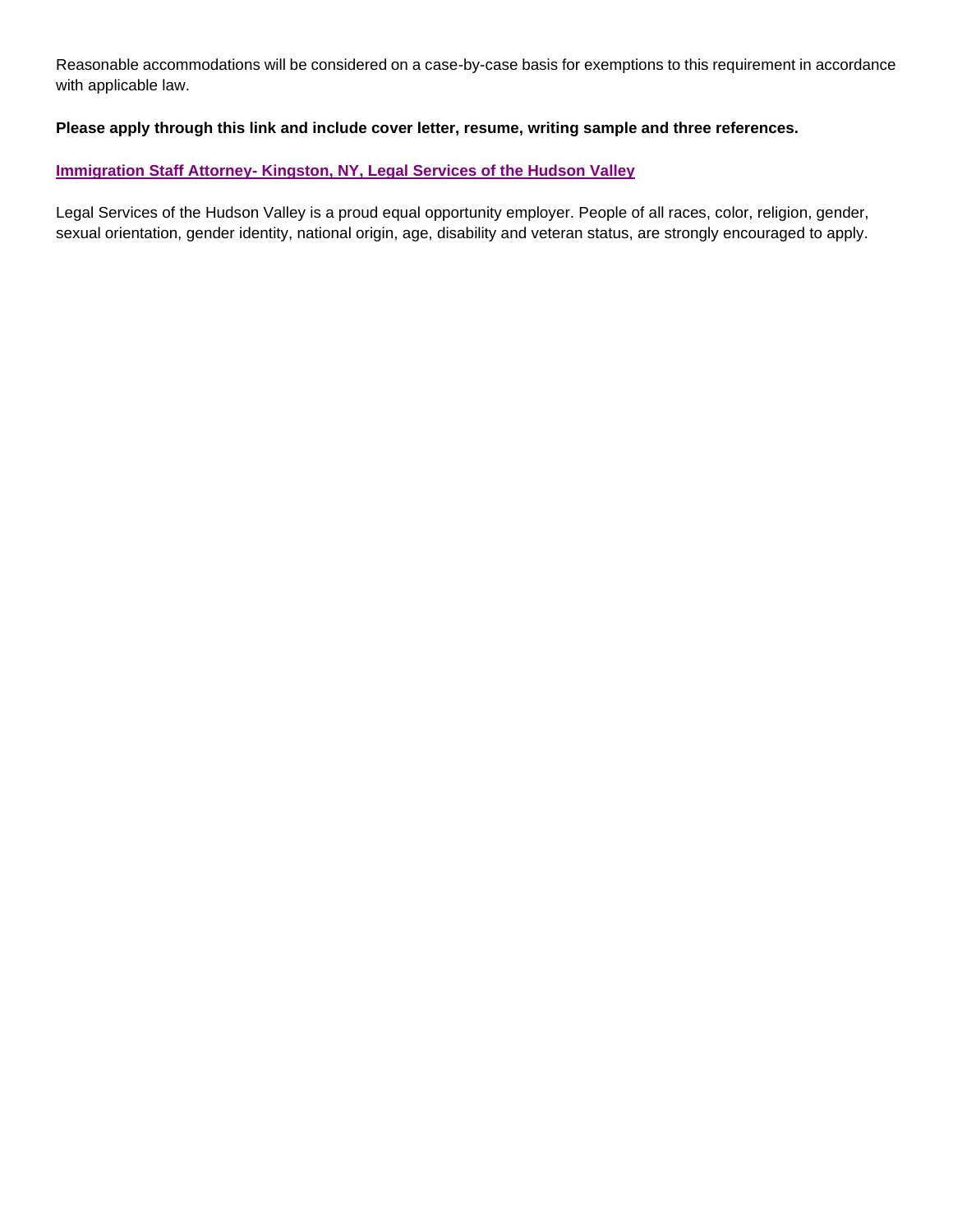Reasonable accommodations will be considered on a case-by-case basis for exemptions to this requirement in accordance with applicable law.

**Please apply through this link and include cover letter, resume, writing sample and three references.**

**Immigration Staff Attorney- Kingston, NY, Legal Services of the Hudson Valley**

Legal Services of the Hudson Valley is a proud equal opportunity employer. People of all races, color, religion, gender, sexual orientation, gender identity, national origin, age, disability and veteran status, are strongly encouraged to apply.